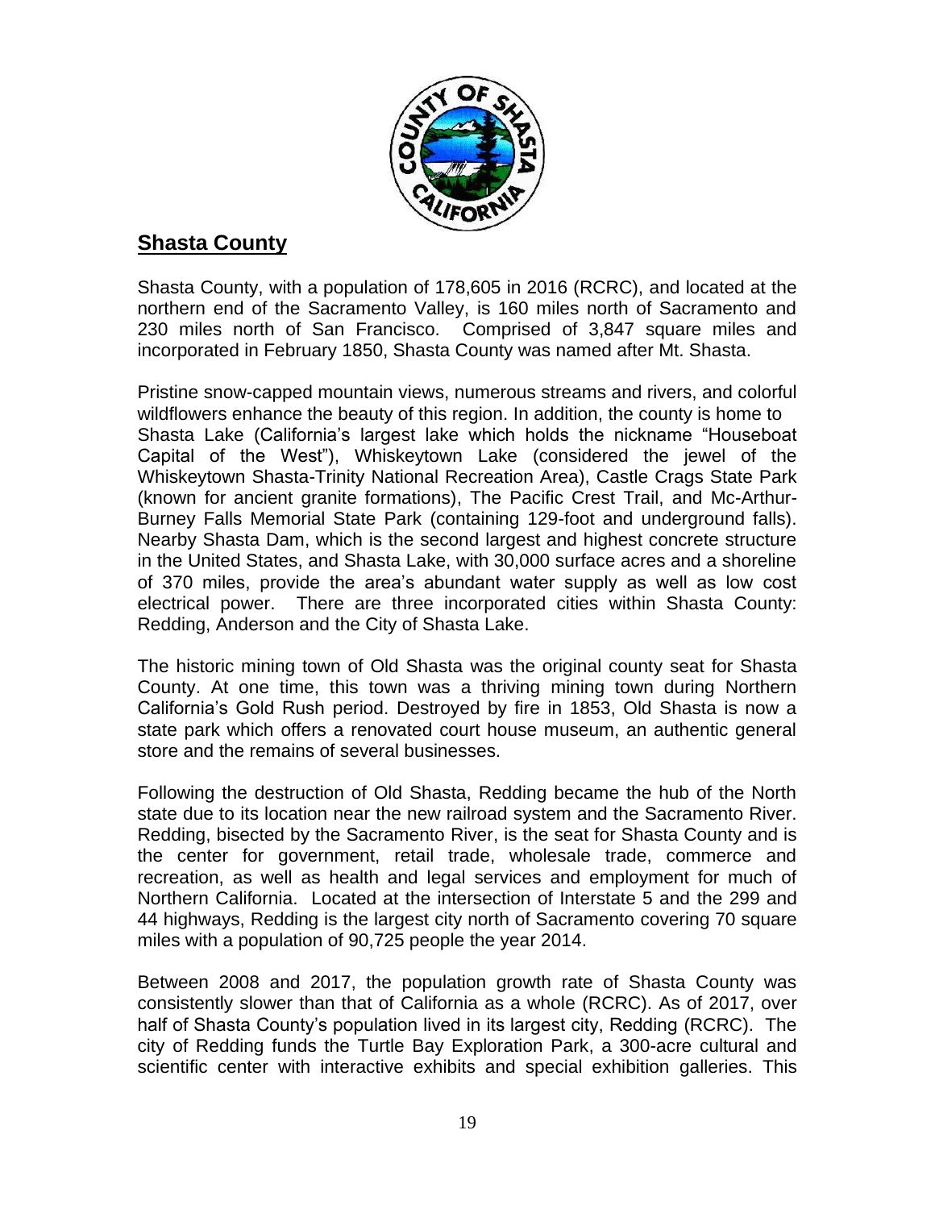## Shasta County

Shasta County, with a population of 178,605 in 2016 (RCRC), and located at the northern end of the Sacramento Valley, is 160 miles north of Sacramento and 230 miles north of San Francisco. Comprised of 3,847 square miles and incorporated in February 1850, Shasta County was named after Mt. Shasta.

Pristine snow-capped mountain views, numerous streams and rivers, and colorful wildflowers enhance the beauty of this region. In addition, the county is home to Shasta Lake (California's largest lake which holds the nickname "Houseboat Capital of the West"), Whiskeytown Lake (considered the jewel of the Whiskeytown Shasta-Trinity National Recreation Area), Castle Crags State Park (known for ancient granite formations), The Pacific Crest Trail, and Mc-Arthur-Burney Falls Memorial State Park (containing 129-foot and underground falls). Nearby Shasta Dam, which is the second largest and highest concrete structure in the United States, and Shasta Lake, with 30,000 surface acres and a shoreline of 370 miles, provide the area's abundant water supply as well as low cost electrical power. There are three incorporated cities within Shasta County: Redding, Anderson and the City of Shasta Lake.

The historic mining town of Old Shasta was the original county seat for Shasta County. At one time, this town was a thriving mining town during Northern California's Gold Rush period. Destroyed by fire in 1853, Old Shasta is now a state park which offers a renovated court house museum, an authentic general store and the remains of several businesses.

Following the destruction of Old Shasta, Redding became the hub of the North state due to its location near the new railroad system and the Sacramento River. Redding, bisected by the Sacramento River, is the seat for Shasta County and is the center for government, retail trade, wholesale trade, commerce and recreation, as well as health and legal services and employment for much of Northern California. Located at the intersection of Interstate 5 and the 299 and 44 highways, Redding is the largest city north of Sacramento covering 70 square miles with a population of 90,725 people the year 2014.

Between 2008 and 2017, the population growth rate of Shasta County was consistently slower than that of California as a whole (RCRC). As of 2017, over half of Shasta County's population lived in its largest city, Redding (RCRC). The city of Redding funds the Turtle Bay Exploration Park, a 300-acre cultural and scientific center with interactive exhibits and special exhibition galleries. This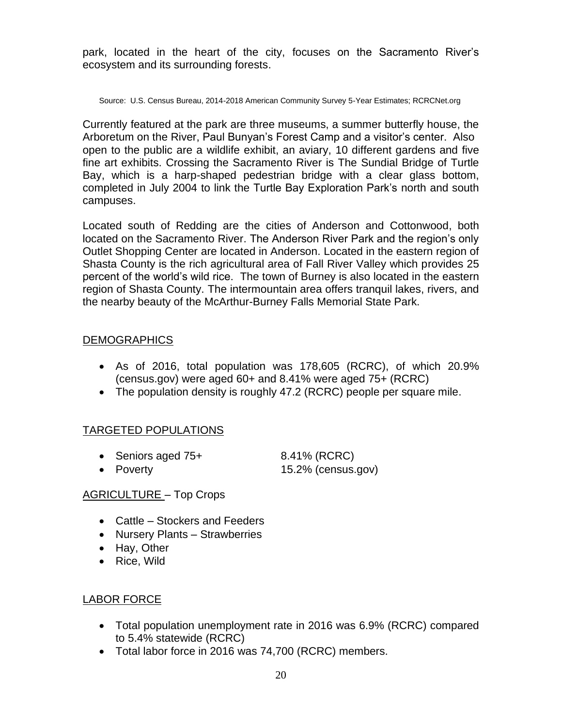park, located in the heart of the city, focuses on the Sacramento River's ecosystem and its surrounding forests.

Source: U.S. Census Bureau, 2014-2018 American Community Survey 5-Year Estimates; RCRCNet.org

Currently featured at the park are three museums, a summer butterfly house, the Arboretum on the River, Paul Bunyan's Forest Camp and a visitor's center. Also open to the public are a wildlife exhibit, an aviary, 10 different gardens and five fine art exhibits. Crossing the Sacramento River is The Sundial Bridge of Turtle Bay, which is a harp-shaped pedestrian bridge with a clear glass bottom, completed in July 2004 to link the Turtle Bay Exploration Park's north and south campuses.

Located south of Redding are the cities of Anderson and Cottonwood, both located on the Sacramento River. The Anderson River Park and the region's only Outlet Shopping Center are located in Anderson. Located in the eastern region of Shasta County is the rich agricultural area of Fall River Valley which provides 25 percent of the world's wild rice. The town of Burney is also located in the eastern region of Shasta County. The intermountain area offers tranquil lakes, rivers, and the nearby beauty of the McArthur-Burney Falls Memorial State Park.

## DEMOGRAPHICS

- As of 2016, total population was 178,605 (RCRC), of which 20.9% (census.gov) were aged 60+ and 8.41% were aged 75+ (RCRC)
- The population density is roughly 47.2 (RCRC) people per square mile.

## TARGETED POPULATIONS

- Seniors aged 75+ 8.41% (RCRC)
- Poverty 15.2% (census.gov)

## AGRICULTURE – Top Crops

- Cattle – Stockers and Feeders
- Nursery Plants – Strawberries
- Hay, Other
- Rice, Wild

## LABOR FORCE

- Total population unemployment rate in 2016 was 6.9% (RCRC) compared to 5.4% statewide (RCRC)
- Total labor force in 2016 was 74,700 (RCRC) members.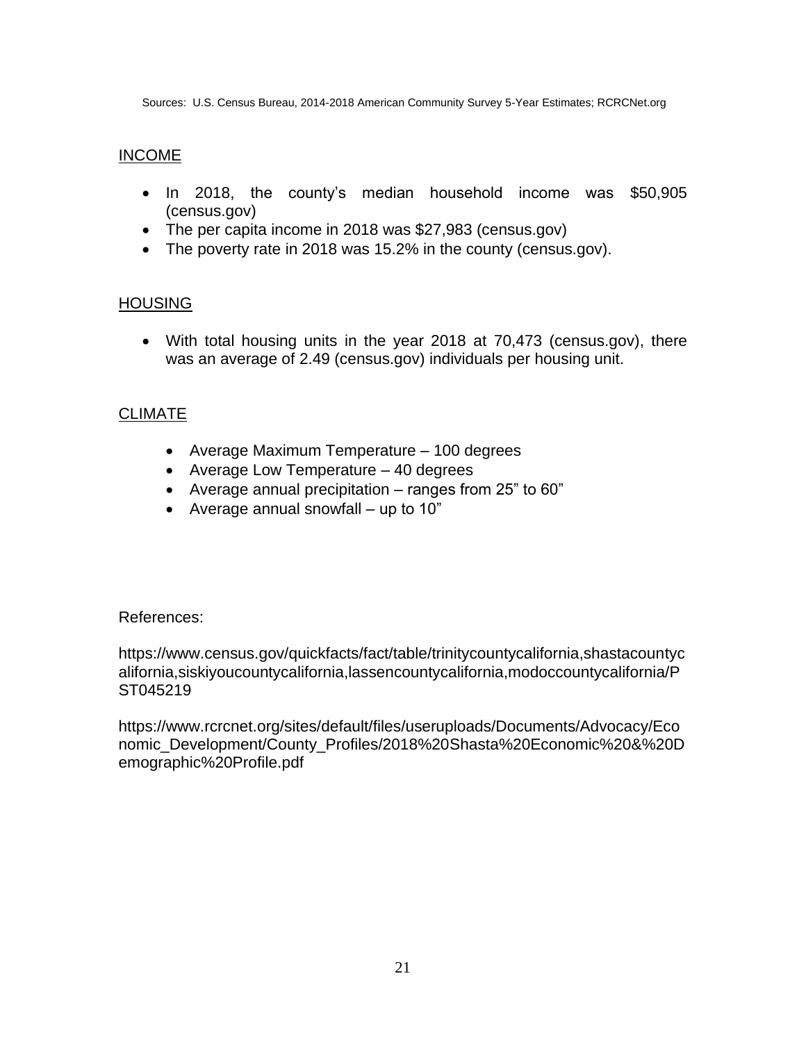Sources: U.S. Census Bureau, 2014-2018 American Community Survey 5-Year Estimates; RCRCNet.org

## INCOME

- In 2018, the county's median household income was $50,905 (census.gov)
- The per capita income in 2018 was $27,983 (census.gov)
- The poverty rate in 2018 was 15.2% in the county (census.gov).

## HOUSING

- With total housing units in the year 2018 at 70,473 (census.gov), there was an average of 2.49 (census.gov) individuals per housing unit.

## CLIMATE

- Average Maximum Temperature – 100 degrees
- Average Low Temperature – 40 degrees
- Average annual precipitation – ranges from 25" to 60"
- Average annual snowfall – up to 10"

References:

https://www.census.gov/quickfacts/fact/table/trinitycountycalifornia,shastacountycalifornia,siskiyoucountycalifornia,lassencountycalifornia,modoccountycalifornia/PST045219

https://www.rcrcnet.org/sites/default/files/useruploads/Documents/Advocacy/Economic_Development/County_Profiles/2018%20Shasta%20Economic%20&%20Demographic%20Profile.pdf